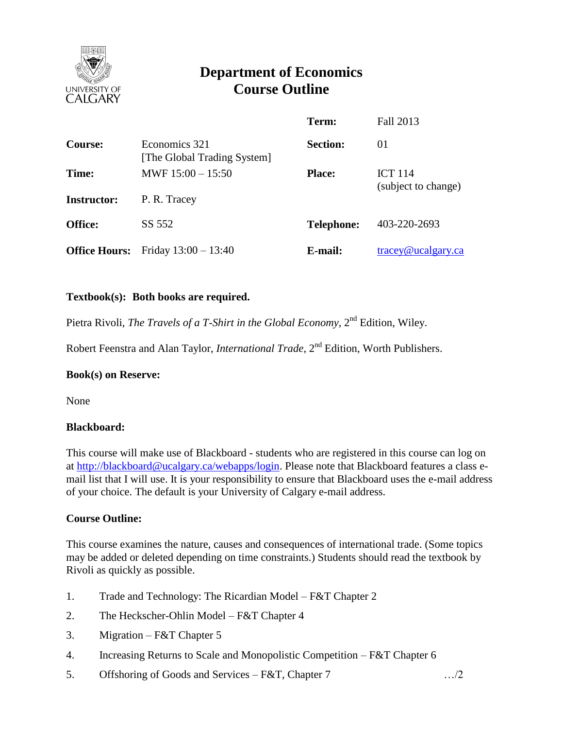# Department of Economics
# Course Outline

| | | | |
|---|---|---|---|
| | | **Term:** | Fall 2013 |
| **Course:** | Economics 321 [The Global Trading System] | **Section:** | 01 |
| **Time:** | MWF 15:00 – 15:50 | **Place:** | ICT 114 (subject to change) |
| **Instructor:** | P. R. Tracey | | |
| **Office:** | SS 552 | **Telephone:** | 403-220-2693 |
| **Office Hours:** | Friday 13:00 – 13:40 | **E-mail:** | tracey@ucalgary.ca |

**Textbook(s): Both books are required.**

Pietra Rivoli, *The Travels of a T-Shirt in the Global Economy*, 2nd Edition, Wiley.

Robert Feenstra and Alan Taylor, *International Trade*, 2nd Edition, Worth Publishers.

**Book(s) on Reserve:**

None

**Blackboard:**

This course will make use of Blackboard - students who are registered in this course can log on at http://blackboard@ucalgary.ca/webapps/login. Please note that Blackboard features a class e-mail list that I will use. It is your responsibility to ensure that Blackboard uses the e-mail address of your choice. The default is your University of Calgary e-mail address.

**Course Outline:**

This course examines the nature, causes and consequences of international trade. (Some topics may be added or deleted depending on time constraints.) Students should read the textbook by Rivoli as quickly as possible.

1. Trade and Technology: The Ricardian Model – F&T Chapter 2
2. The Heckscher-Ohlin Model – F&T Chapter 4
3. Migration – F&T Chapter 5
4. Increasing Returns to Scale and Monopolistic Competition – F&T Chapter 6
5. Offshoring of Goods and Services – F&T, Chapter 7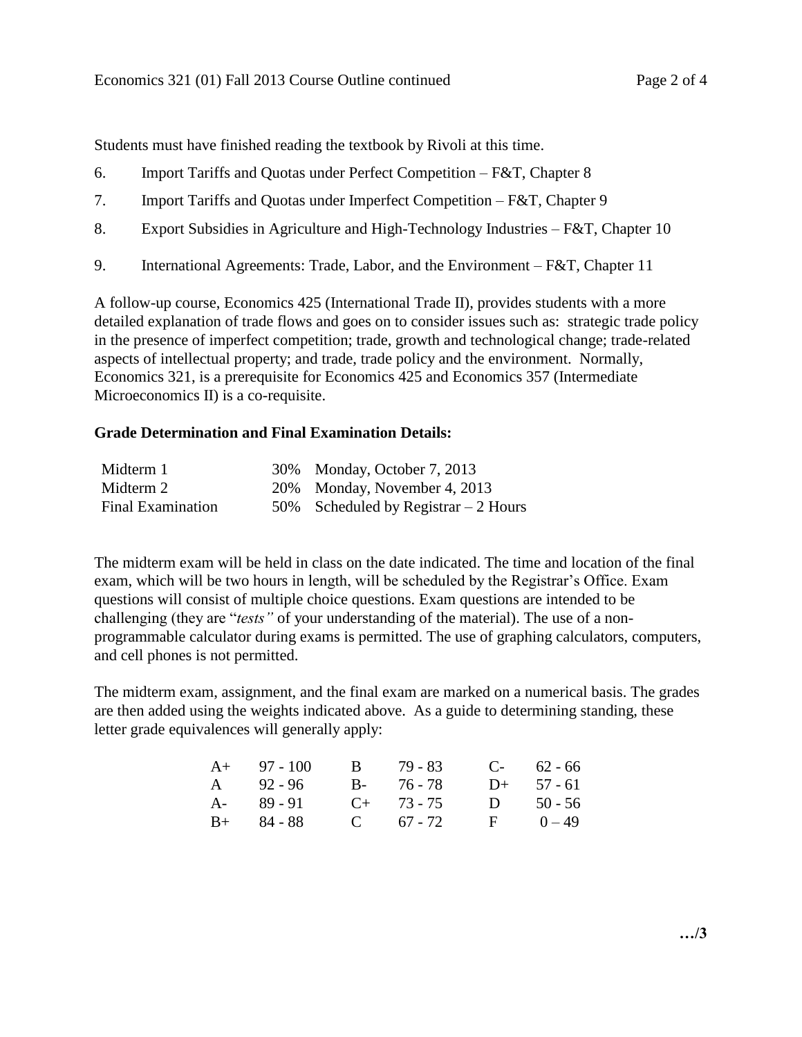Students must have finished reading the textbook by Rivoli at this time.

6. Import Tariffs and Quotas under Perfect Competition – F&T, Chapter 8
7. Import Tariffs and Quotas under Imperfect Competition – F&T, Chapter 9
8. Export Subsidies in Agriculture and High-Technology Industries – F&T, Chapter 10
9. International Agreements: Trade, Labor, and the Environment – F&T, Chapter 11

A follow-up course, Economics 425 (International Trade II), provides students with a more detailed explanation of trade flows and goes on to consider issues such as: strategic trade policy in the presence of imperfect competition; trade, growth and technological change; trade-related aspects of intellectual property; and trade, trade policy and the environment. Normally, Economics 321, is a prerequisite for Economics 425 and Economics 357 (Intermediate Microeconomics II) is a co-requisite.

**Grade Determination and Final Examination Details:**

| | | |
|---|---|---|
| Midterm 1 | 30% | Monday, October 7, 2013 |
| Midterm 2 | 20% | Monday, November 4, 2013 |
| Final Examination | 50% | Scheduled by Registrar – 2 Hours |

The midterm exam will be held in class on the date indicated. The time and location of the final exam, which will be two hours in length, will be scheduled by the Registrar's Office. Exam questions will consist of multiple choice questions. Exam questions are intended to be challenging (they are "*tests"* of your understanding of the material). The use of a non-programmable calculator during exams is permitted. The use of graphing calculators, computers, and cell phones is not permitted.

The midterm exam, assignment, and the final exam are marked on a numerical basis. The grades are then added using the weights indicated above. As a guide to determining standing, these letter grade equivalences will generally apply:

| | | | | | |
|---|---|---|---|---|---|
| A+ | 97 - 100 | B | 79 - 83 | C- | 62 - 66 |
| A | 92 - 96 | B- | 76 - 78 | D+ | 57 - 61 |
| A- | 89 - 91 | C+ | 73 - 75 | D | 50 - 56 |
| B+ | 84 - 88 | C | 67 - 72 | F | 0 – 49 |

…/3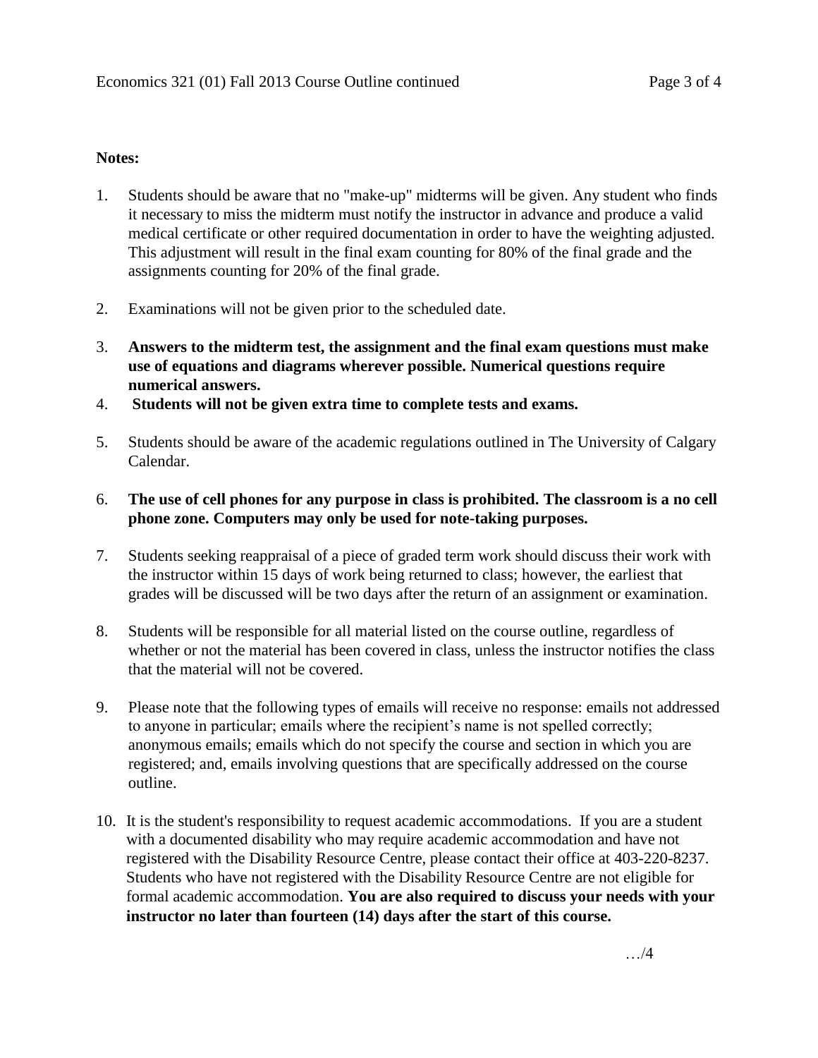**Notes:**

1. Students should be aware that no "make-up" midterms will be given. Any student who finds it necessary to miss the midterm must notify the instructor in advance and produce a valid medical certificate or other required documentation in order to have the weighting adjusted. This adjustment will result in the final exam counting for 80% of the final grade and the assignments counting for 20% of the final grade.

2. Examinations will not be given prior to the scheduled date.

3. **Answers to the midterm test, the assignment and the final exam questions must make use of equations and diagrams wherever possible. Numerical questions require numerical answers.**

4. **Students will not be given extra time to complete tests and exams.**

5. Students should be aware of the academic regulations outlined in The University of Calgary Calendar.

6. **The use of cell phones for any purpose in class is prohibited. The classroom is a no cell phone zone. Computers may only be used for note-taking purposes.**

7. Students seeking reappraisal of a piece of graded term work should discuss their work with the instructor within 15 days of work being returned to class; however, the earliest that grades will be discussed will be two days after the return of an assignment or examination.

8. Students will be responsible for all material listed on the course outline, regardless of whether or not the material has been covered in class, unless the instructor notifies the class that the material will not be covered.

9. Please note that the following types of emails will receive no response: emails not addressed to anyone in particular; emails where the recipient's name is not spelled correctly; anonymous emails; emails which do not specify the course and section in which you are registered; and, emails involving questions that are specifically addressed on the course outline.

10. It is the student's responsibility to request academic accommodations. If you are a student with a documented disability who may require academic accommodation and have not registered with the Disability Resource Centre, please contact their office at 403-220-8237. Students who have not registered with the Disability Resource Centre are not eligible for formal academic accommodation. **You are also required to discuss your needs with your instructor no later than fourteen (14) days after the start of this course.**

…/4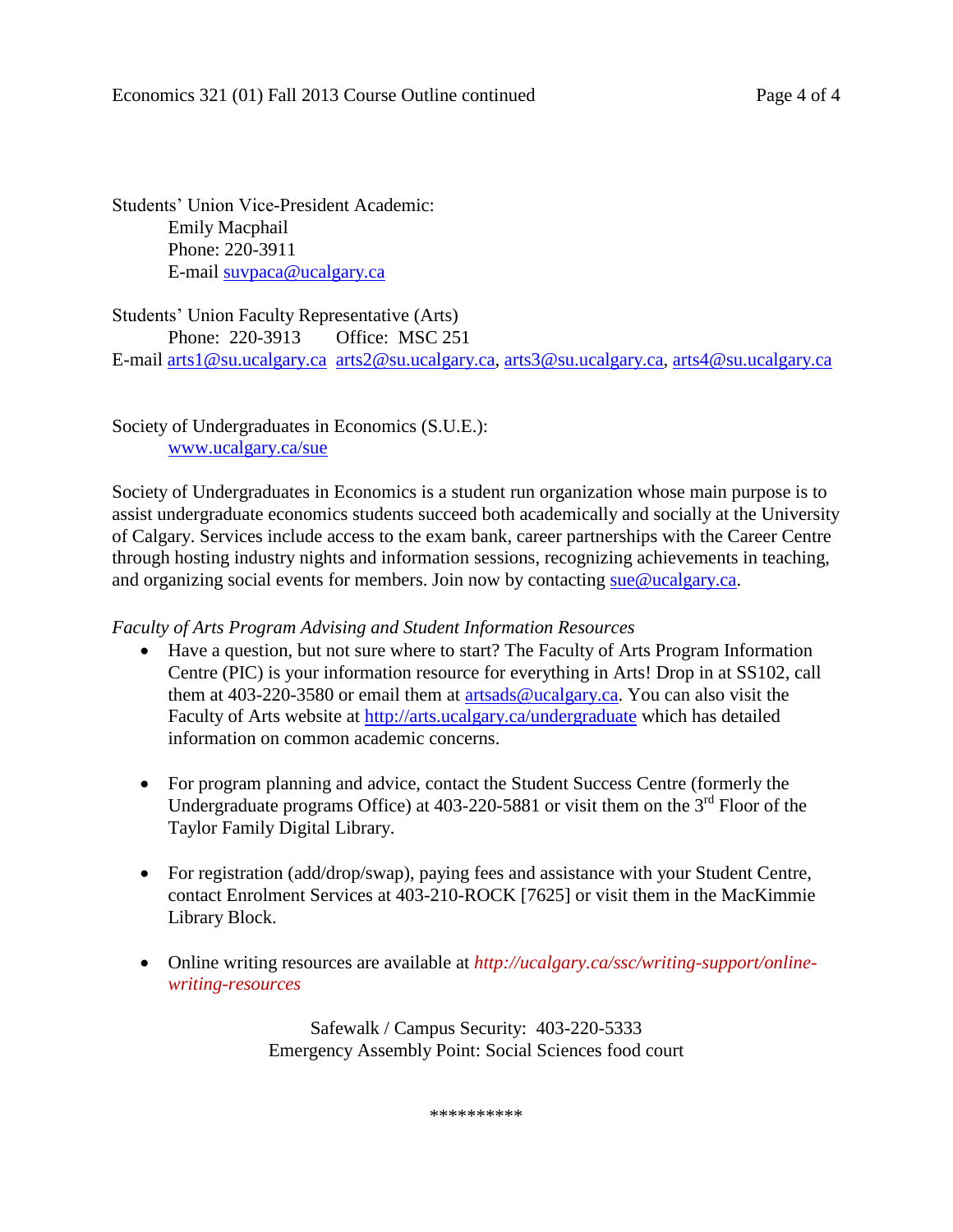Students' Union Vice-President Academic:
Emily Macphail
Phone: 220-3911
E-mail suvpaca@ucalgary.ca

Students' Union Faculty Representative (Arts)
Phone: 220-3913 Office: MSC 251
E-mail arts1@su.ucalgary.ca arts2@su.ucalgary.ca, arts3@su.ucalgary.ca, arts4@su.ucalgary.ca

Society of Undergraduates in Economics (S.U.E.):
www.ucalgary.ca/sue

Society of Undergraduates in Economics is a student run organization whose main purpose is to assist undergraduate economics students succeed both academically and socially at the University of Calgary. Services include access to the exam bank, career partnerships with the Career Centre through hosting industry nights and information sessions, recognizing achievements in teaching, and organizing social events for members. Join now by contacting sue@ucalgary.ca.

*Faculty of Arts Program Advising and Student Information Resources*

- Have a question, but not sure where to start? The Faculty of Arts Program Information Centre (PIC) is your information resource for everything in Arts! Drop in at SS102, call them at 403-220-3580 or email them at artsads@ucalgary.ca. You can also visit the Faculty of Arts website at http://arts.ucalgary.ca/undergraduate which has detailed information on common academic concerns.

- For program planning and advice, contact the Student Success Centre (formerly the Undergraduate programs Office) at 403-220-5881 or visit them on the 3rd Floor of the Taylor Family Digital Library.

- For registration (add/drop/swap), paying fees and assistance with your Student Centre, contact Enrolment Services at 403-210-ROCK [7625] or visit them in the MacKimmie Library Block.

- Online writing resources are available at *http://ucalgary.ca/ssc/writing-support/online-writing-resources*

Safewalk / Campus Security: 403-220-5333
Emergency Assembly Point: Social Sciences food court

**********